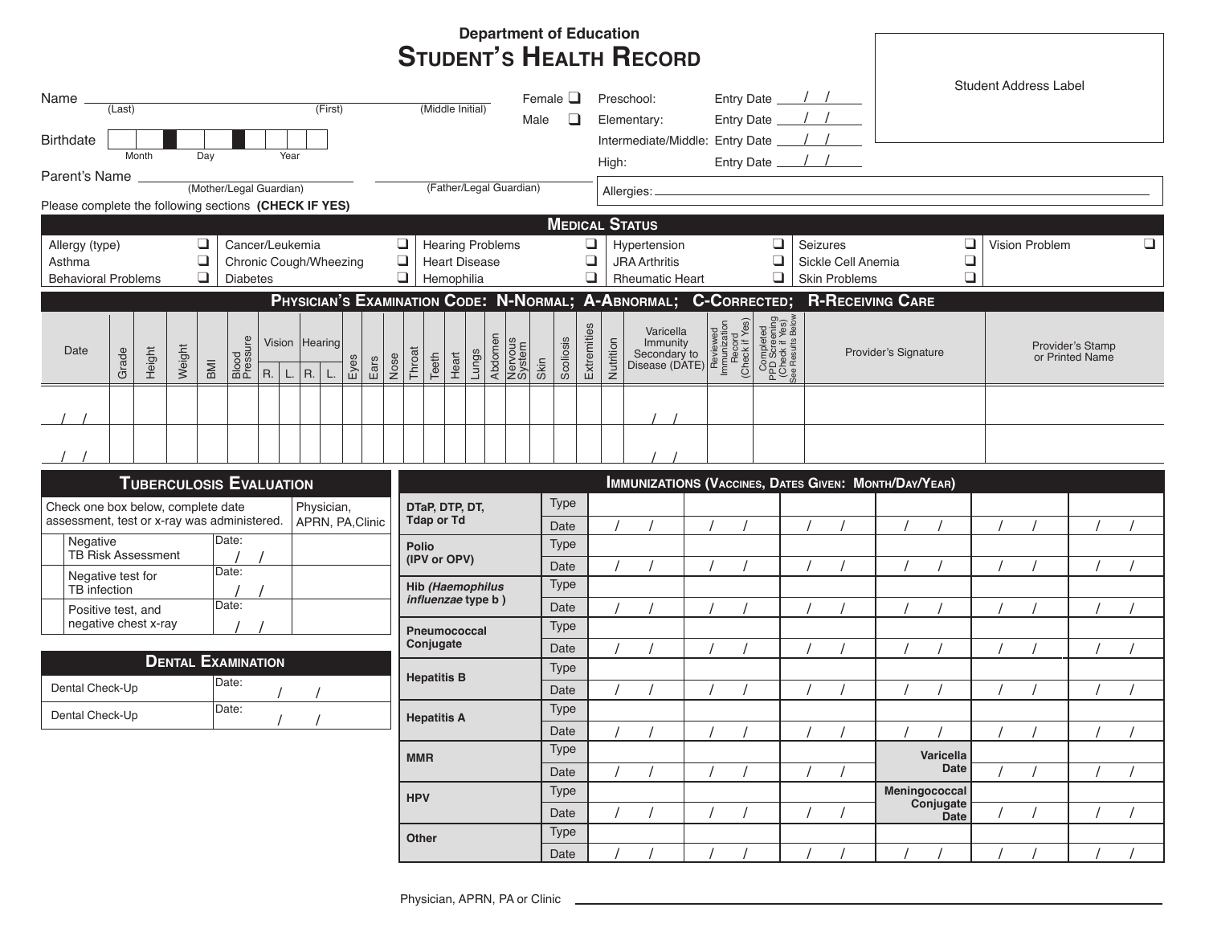Department of Education

# Student's Health Record

Student Address Label

Name ______________________________ (Last) (First) (Middle Initial)

Female ❑
Male ❑

Preschool: Entry Date ___/___/___
Elementary: Entry Date ___/___/___
Intermediate/Middle: Entry Date ___/___/___
High: Entry Date ___/___/___

Birthdate | | | | | | | | | | (Month) (Day) (Year)

Parent's Name ______________________ (Mother/Legal Guardian) ______________________ (Father/Legal Guardian)

Allergies: ______________________________

Please complete the following sections **(CHECK IF YES)**

## Medical Status

| | | | | | |
|---|---|---|---|---|---|
| Allergy (type) ❑ | Cancer/Leukemia ❑ | Hearing Problems ❑ | Hypertension ❑ | Seizures ❑ | Vision Problem ❑ |
| Asthma ❑ | Chronic Cough/Wheezing ❑ | Heart Disease ❑ | JRA Arthritis ❑ | Sickle Cell Anemia ❑ | |
| Behavioral Problems ❑ | Diabetes ❑ | Hemophilia ❑ | Rheumatic Heart ❑ | Skin Problems ❑ | |

## Physician's Examination Code: N-Normal; A-Abnormal; C-Corrected; R-Receiving Care

| Date | Grade | Height | Weight | BMI | Blood Pressure | Vision | | Hearing | | Eyes | Ears | Nose | Throat | Teeth | Heart | Lungs | Abdomen | Nervous System | Skin | Scoliosis | Extremities | Nutrition | Varicella Immunity Secondary to Disease (DATE) | Reviewed Immunization Record (Check if Yes) | Completed PPD Screening (Check if Yes) See Results Below | Provider's Signature | Provider's Stamp or Printed Name |
|---|---|---|---|---|---|---|---|---|---|---|---|---|---|---|---|---|---|---|---|---|---|---|---|---|---|---|---|
| | | | | | | R. | L. | R. | L. | | | | | | | | | | | | | | | | | | |
| / / | | | | | | | | | | | | | | | | | | | | | | | / / | | | | |
| / / | | | | | | | | | | | | | | | | | | | | | | | / / | | | | |

## Tuberculosis Evaluation

| Check one box below, complete date assessment, test or x-ray was administered. | | Physician, APRN, PA, Clinic |
|---|---|---|
| ❑ Negative TB Risk Assessment | Date: / / | |
| ❑ Negative test for TB infection | Date: / / | |
| ❑ Positive test, and negative chest x-ray | Date: / / | |

## Dental Examination

| | |
|---|---|
| Dental Check-Up | Date: / / |
| Dental Check-Up | Date: / / |

## Immunizations (Vaccines, Dates Given: Month/Day/Year)

| | | | | | | | |
|---|---|---|---|---|---|---|---|
| DTaP, DTP, DT, Tdap or Td | Type | | | | | | |
| | Date | / / | / / | / / | / / | / / | / / |
| Polio (IPV or OPV) | Type | | | | | | |
| | Date | / / | / / | / / | / / | / / | / / |
| Hib (*Haemophilus influenzae* type b) | Type | | | | | | |
| | Date | / / | / / | / / | / / | / / | / / |
| Pneumococcal Conjugate | Type | | | | | | |
| | Date | / / | / / | / / | / / | / / | / / |
| Hepatitis B | Type | | | | | | |
| | Date | / / | / / | / / | / / | / / | / / |
| Hepatitis A | Type | | | | | | |
| | Date | / / | / / | / / | / / | / / | / / |
| MMR | Type | | | | Varicella Date | | |
| | Date | / / | / / | / / | | / / | / / |
| HPV | Type | | | | Meningococcal Conjugate Date | | |
| | Date | / / | / / | / / | | / / | / / |
| Other | Type | | | | | | |
| | Date | / / | / / | / / | / / | / / | / / |

Physician, APRN, PA or Clinic ______________________________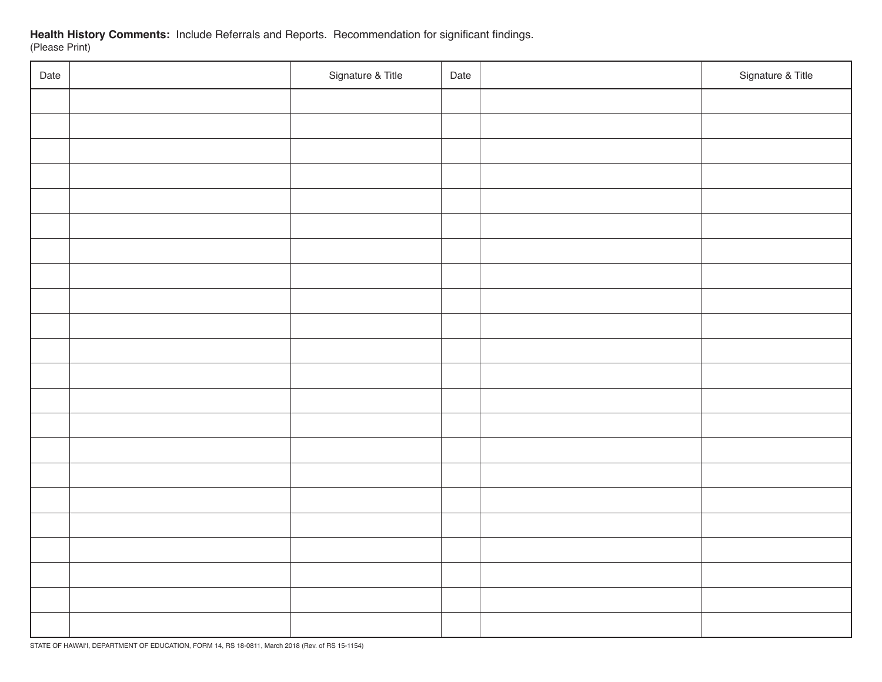**Health History Comments:** Include Referrals and Reports. Recommendation for significant findings.
(Please Print)

| Date | | Signature & Title | Date | | Signature & Title |
|---|---|---|---|---|---|
| | | | | | |
| | | | | | |
| | | | | | |
| | | | | | |
| | | | | | |
| | | | | | |
| | | | | | |
| | | | | | |
| | | | | | |
| | | | | | |
| | | | | | |
| | | | | | |
| | | | | | |
| | | | | | |
| | | | | | |
| | | | | | |
| | | | | | |
| | | | | | |
| | | | | | |
| | | | | | |
| | | | | | |
| | | | | | |

STATE OF HAWAI'I, DEPARTMENT OF EDUCATION, FORM 14, RS 18-0811, March 2018 (Rev. of RS 15-1154)